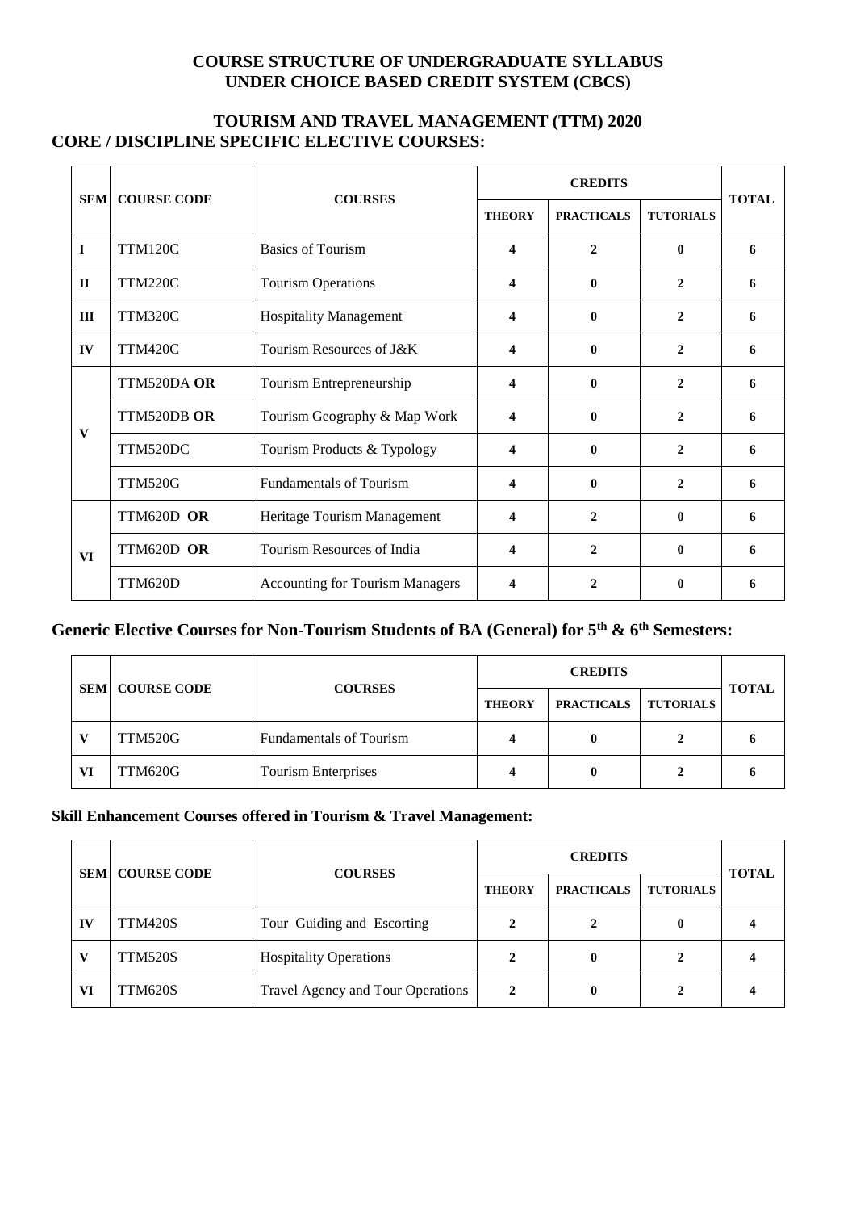## COURSE STRUCTURE OF UNDERGRADUATE SYLLABUS
## UNDER CHOICE BASED CREDIT SYSTEM (CBCS)

## TOURISM AND TRAVEL MANAGEMENT (TTM) 2020

### CORE / DISCIPLINE SPECIFIC ELECTIVE COURSES:

| SEM | COURSE CODE | COURSES | CREDITS | | | TOTAL |
|---|---|---|---|---|---|---|
| | | | THEORY | PRACTICALS | TUTORIALS | |
| I | TTM120C | Basics of Tourism | 4 | 2 | 0 | 6 |
| II | TTM220C | Tourism Operations | 4 | 0 | 2 | 6 |
| III | TTM320C | Hospitality Management | 4 | 0 | 2 | 6 |
| IV | TTM420C | Tourism Resources of J&K | 4 | 0 | 2 | 6 |
| V | TTM520DA **OR** | Tourism Entrepreneurship | 4 | 0 | 2 | 6 |
| | TTM520DB **OR** | Tourism Geography & Map Work | 4 | 0 | 2 | 6 |
| | TTM520DC | Tourism Products & Typology | 4 | 0 | 2 | 6 |
| | TTM520G | Fundamentals of Tourism | 4 | 0 | 2 | 6 |
| VI | TTM620D **OR** | Heritage Tourism Management | 4 | 2 | 0 | 6 |
| | TTM620D **OR** | Tourism Resources of India | 4 | 2 | 0 | 6 |
| | TTM620D | Accounting for Tourism Managers | 4 | 2 | 0 | 6 |

### Generic Elective Courses for Non-Tourism Students of BA (General) for 5th & 6th Semesters:

| SEM | COURSE CODE | COURSES | CREDITS | | | TOTAL |
|---|---|---|---|---|---|---|
| | | | THEORY | PRACTICALS | TUTORIALS | |
| V | TTM520G | Fundamentals of Tourism | 4 | 0 | 2 | 6 |
| VI | TTM620G | Tourism Enterprises | 4 | 0 | 2 | 6 |

### Skill Enhancement Courses offered in Tourism & Travel Management:

| SEM | COURSE CODE | COURSES | CREDITS | | | TOTAL |
|---|---|---|---|---|---|---|
| | | | THEORY | PRACTICALS | TUTORIALS | |
| IV | TTM420S | Tour Guiding and Escorting | 2 | 2 | 0 | 4 |
| V | TTM520S | Hospitality Operations | 2 | 0 | 2 | 4 |
| VI | TTM620S | Travel Agency and Tour Operations | 2 | 0 | 2 | 4 |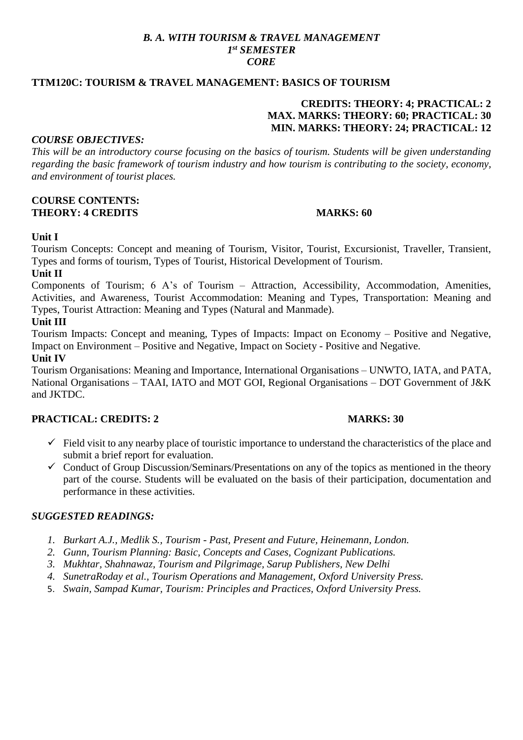*B. A. WITH TOURISM & TRAVEL MANAGEMENT*
*1st SEMESTER*
*CORE*

**TTM120C: TOURISM & TRAVEL MANAGEMENT: BASICS OF TOURISM**

**CREDITS: THEORY: 4; PRACTICAL: 2**
**MAX. MARKS: THEORY: 60; PRACTICAL: 30**
**MIN. MARKS: THEORY: 24; PRACTICAL: 12**

***COURSE OBJECTIVES:***
*This will be an introductory course focusing on the basics of tourism. Students will be given understanding regarding the basic framework of tourism industry and how tourism is contributing to the society, economy, and environment of tourist places.*

**COURSE CONTENTS:**
**THEORY: 4 CREDITS MARKS: 60**

**Unit I**
Tourism Concepts: Concept and meaning of Tourism, Visitor, Tourist, Excursionist, Traveller, Transient, Types and forms of tourism, Types of Tourist, Historical Development of Tourism.

**Unit II**
Components of Tourism; 6 A's of Tourism – Attraction, Accessibility, Accommodation, Amenities, Activities, and Awareness, Tourist Accommodation: Meaning and Types, Transportation: Meaning and Types, Tourist Attraction: Meaning and Types (Natural and Manmade).

**Unit III**
Tourism Impacts: Concept and meaning, Types of Impacts: Impact on Economy – Positive and Negative, Impact on Environment – Positive and Negative, Impact on Society - Positive and Negative.

**Unit IV**
Tourism Organisations: Meaning and Importance, International Organisations – UNWTO, IATA, and PATA, National Organisations – TAAI, IATO and MOT GOI, Regional Organisations – DOT Government of J&K and JKTDC.

**PRACTICAL: CREDITS: 2 MARKS: 30**

- ✓ Field visit to any nearby place of touristic importance to understand the characteristics of the place and submit a brief report for evaluation.
- ✓ Conduct of Group Discussion/Seminars/Presentations on any of the topics as mentioned in the theory part of the course. Students will be evaluated on the basis of their participation, documentation and performance in these activities.

***SUGGESTED READINGS:***

1. *Burkart A.J., Medlik S., Tourism - Past, Present and Future, Heinemann, London.*
2. *Gunn, Tourism Planning: Basic, Concepts and Cases, Cognizant Publications.*
3. *Mukhtar, Shahnawaz, Tourism and Pilgrimage, Sarup Publishers, New Delhi*
4. *SunetraRoday et al., Tourism Operations and Management, Oxford University Press.*
5. *Swain, Sampad Kumar, Tourism: Principles and Practices, Oxford University Press.*